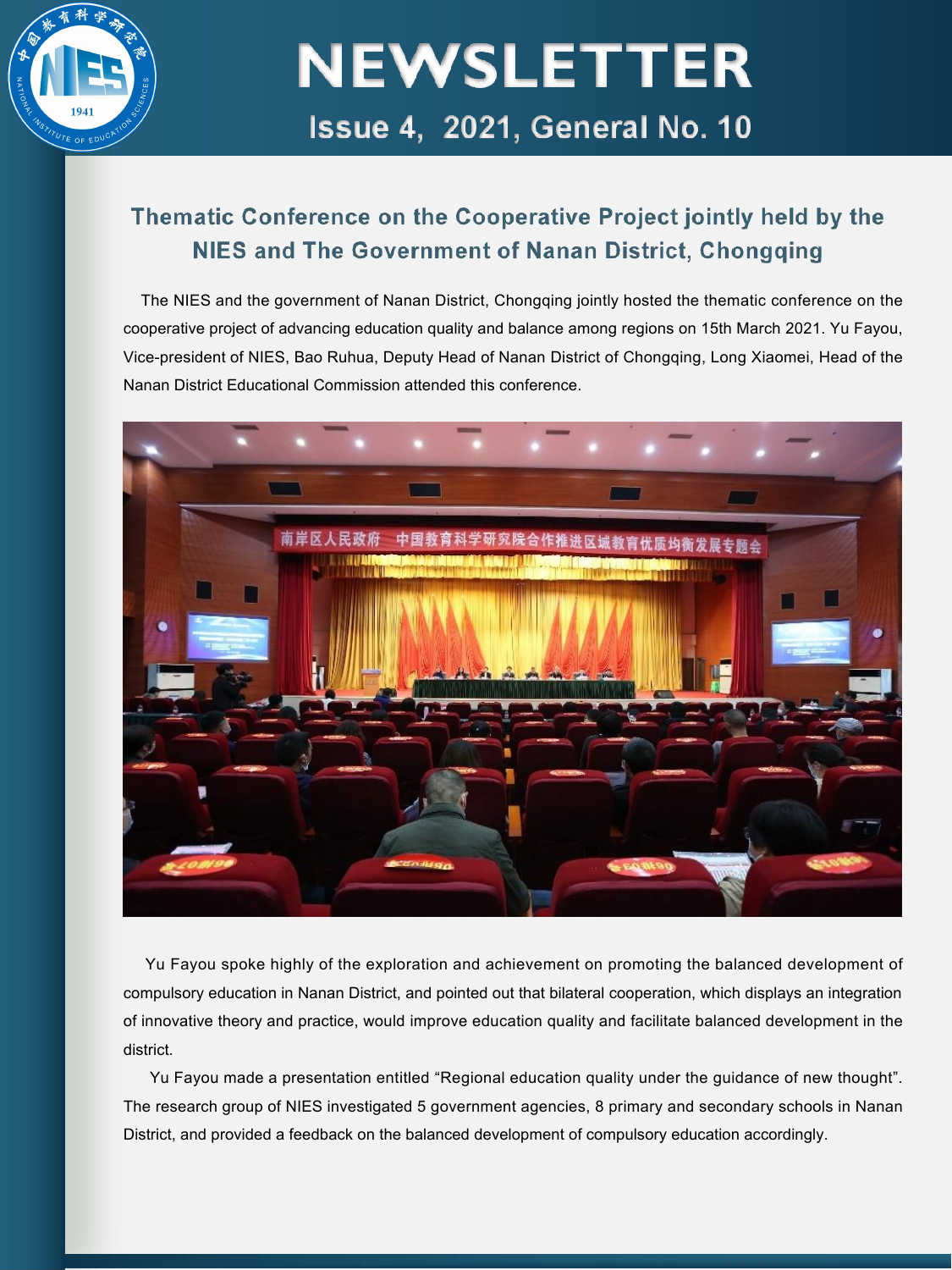# NEWSLETTER

## Issue 4, 2021, General No. 10

## Thematic Conference on the Cooperative Project jointly held by the NIES and The Government of Nanan District, Chongqing

The NIES and the government of Nanan District, Chongqing jointly hosted the thematic conference on the cooperative project of advancing education quality and balance among regions on 15th March 2021. Yu Fayou, Vice-president of NIES, Bao Ruhua, Deputy Head of Nanan District of Chongqing, Long Xiaomei, Head of the Nanan District Educational Commission attended this conference.

Yu Fayou spoke highly of the exploration and achievement on promoting the balanced development of compulsory education in Nanan District, and pointed out that bilateral cooperation, which displays an integration of innovative theory and practice, would improve education quality and facilitate balanced development in the district.

Yu Fayou made a presentation entitled “Regional education quality under the guidance of new thought”. The research group of NIES investigated 5 government agencies, 8 primary and secondary schools in Nanan District, and provided a feedback on the balanced development of compulsory education accordingly.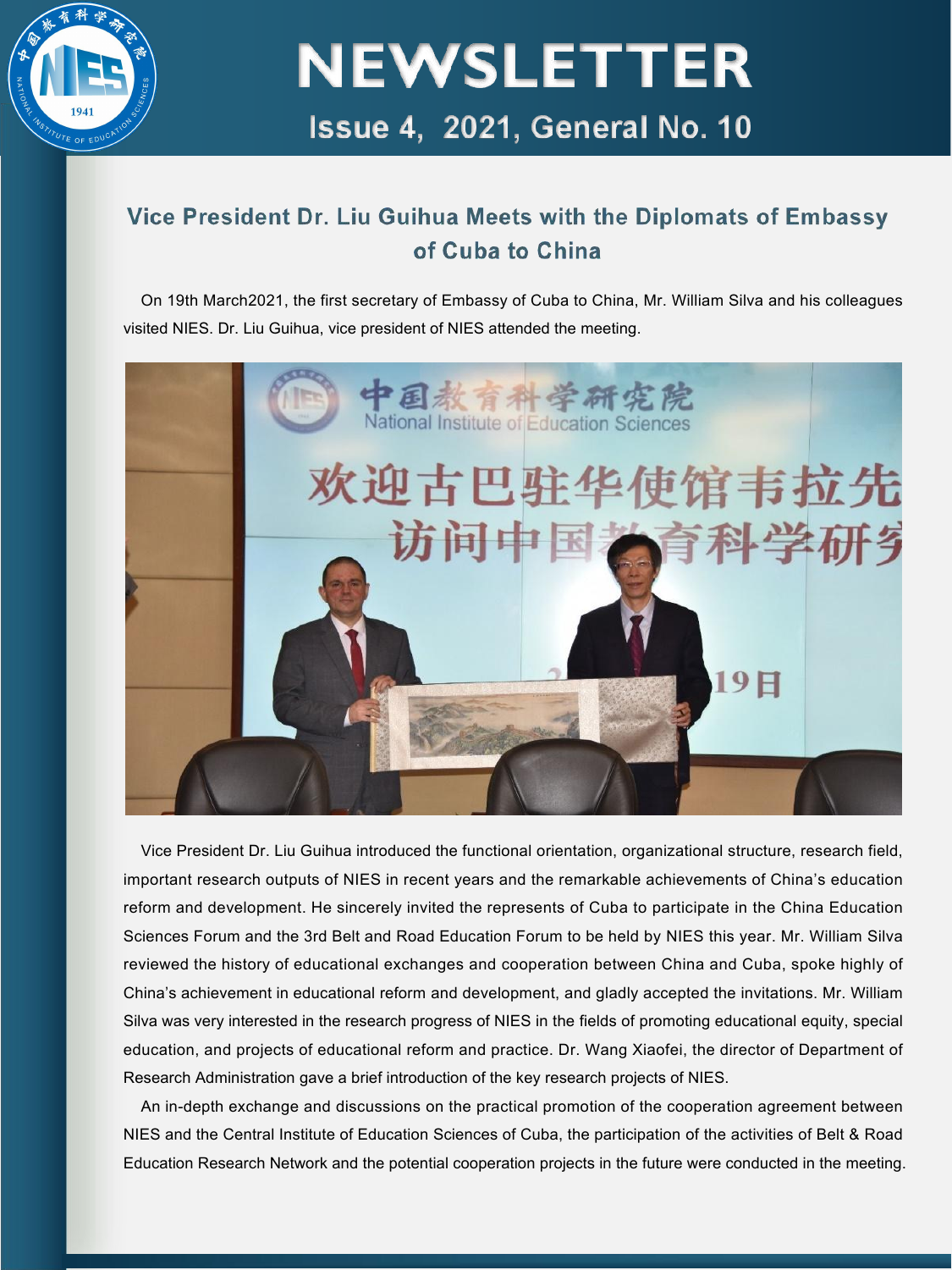# NEWSLETTER

Issue 4, 2021, General No. 10

## Vice President Dr. Liu Guihua Meets with the Diplomats of Embassy of Cuba to China

On 19th March2021, the first secretary of Embassy of Cuba to China, Mr. William Silva and his colleagues visited NIES. Dr. Liu Guihua, vice president of NIES attended the meeting.

Vice President Dr. Liu Guihua introduced the functional orientation, organizational structure, research field, important research outputs of NIES in recent years and the remarkable achievements of China's education reform and development. He sincerely invited the represents of Cuba to participate in the China Education Sciences Forum and the 3rd Belt and Road Education Forum to be held by NIES this year. Mr. William Silva reviewed the history of educational exchanges and cooperation between China and Cuba, spoke highly of China's achievement in educational reform and development, and gladly accepted the invitations. Mr. William Silva was very interested in the research progress of NIES in the fields of promoting educational equity, special education, and projects of educational reform and practice. Dr. Wang Xiaofei, the director of Department of Research Administration gave a brief introduction of the key research projects of NIES.

An in-depth exchange and discussions on the practical promotion of the cooperation agreement between NIES and the Central Institute of Education Sciences of Cuba, the participation of the activities of Belt & Road Education Research Network and the potential cooperation projects in the future were conducted in the meeting.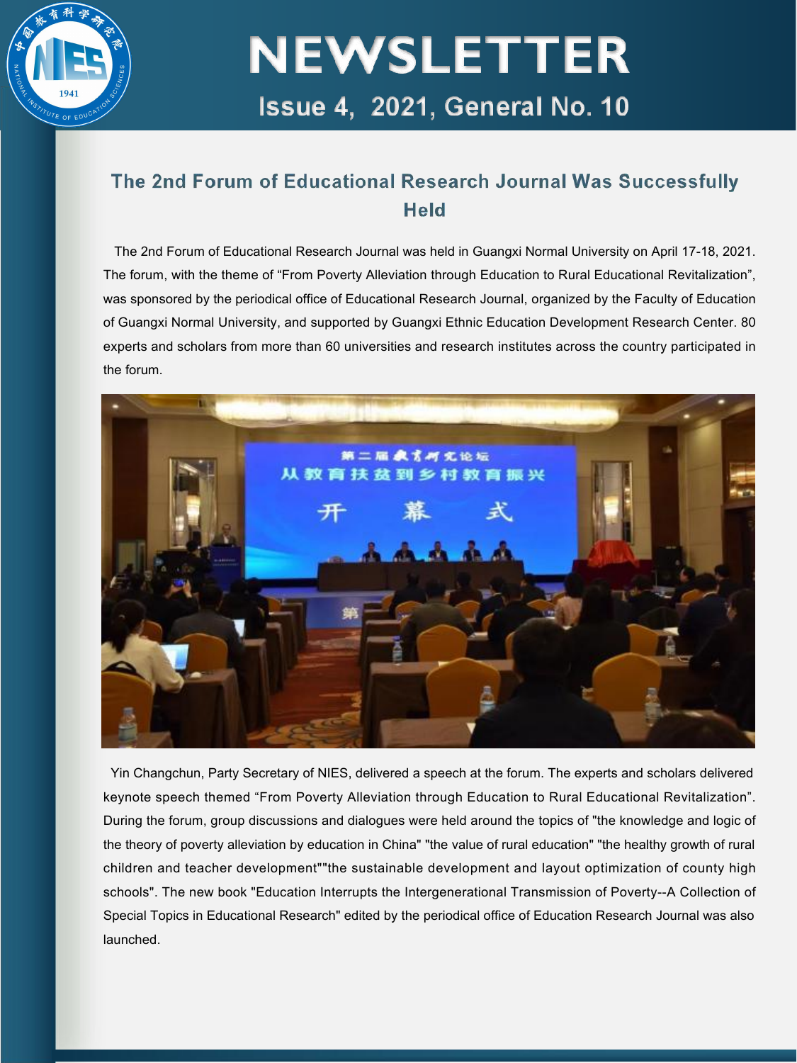# NEWSLETTER

Issue 4, 2021, General No. 10

## The 2nd Forum of Educational Research Journal Was Successfully Held

The 2nd Forum of Educational Research Journal was held in Guangxi Normal University on April 17-18, 2021. The forum, with the theme of "From Poverty Alleviation through Education to Rural Educational Revitalization", was sponsored by the periodical office of Educational Research Journal, organized by the Faculty of Education of Guangxi Normal University, and supported by Guangxi Ethnic Education Development Research Center. 80 experts and scholars from more than 60 universities and research institutes across the country participated in the forum.

Yin Changchun, Party Secretary of NIES, delivered a speech at the forum. The experts and scholars delivered keynote speech themed "From Poverty Alleviation through Education to Rural Educational Revitalization". During the forum, group discussions and dialogues were held around the topics of "the knowledge and logic of the theory of poverty alleviation by education in China" "the value of rural education" "the healthy growth of rural children and teacher development""the sustainable development and layout optimization of county high schools". The new book "Education Interrupts the Intergenerational Transmission of Poverty--A Collection of Special Topics in Educational Research" edited by the periodical office of Education Research Journal was also launched.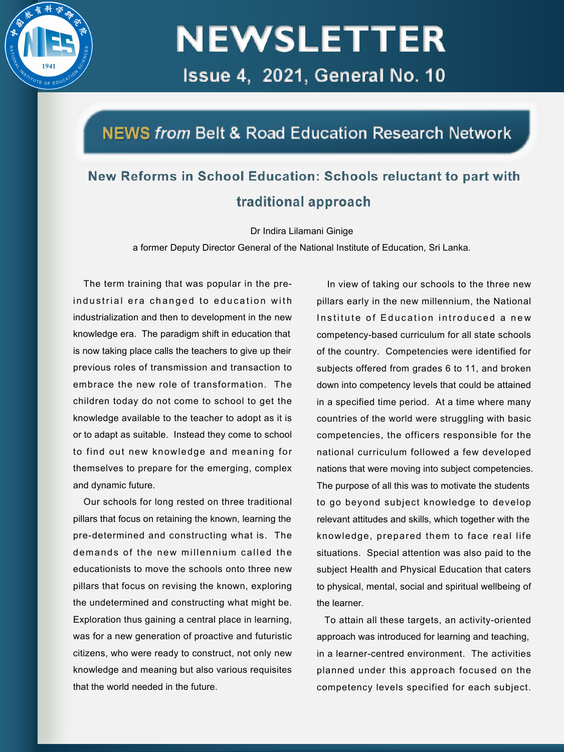# NEWSLETTER

Issue 4, 2021, General No. 10

## NEWS *from* Belt & Road Education Research Network

### New Reforms in School Education: Schools reluctant to part with traditional approach

Dr Indira Lilamani Ginige

a former Deputy Director General of the National Institute of Education, Sri Lanka.

The term training that was popular in the pre-industrial era changed to education with industrialization and then to development in the new knowledge era. The paradigm shift in education that is now taking place calls the teachers to give up their previous roles of transmission and transaction to embrace the new role of transformation. The children today do not come to school to get the knowledge available to the teacher to adopt as it is or to adapt as suitable. Instead they come to school to find out new knowledge and meaning for themselves to prepare for the emerging, complex and dynamic future.

Our schools for long rested on three traditional pillars that focus on retaining the known, learning the pre-determined and constructing what is. The demands of the new millennium called the educationists to move the schools onto three new pillars that focus on revising the known, exploring the undetermined and constructing what might be. Exploration thus gaining a central place in learning, was for a new generation of proactive and futuristic citizens, who were ready to construct, not only new knowledge and meaning but also various requisites that the world needed in the future.

In view of taking our schools to the three new pillars early in the new millennium, the National Institute of Education introduced a new competency-based curriculum for all state schools of the country. Competencies were identified for subjects offered from grades 6 to 11, and broken down into competency levels that could be attained in a specified time period. At a time where many countries of the world were struggling with basic competencies, the officers responsible for the national curriculum followed a few developed nations that were moving into subject competencies. The purpose of all this was to motivate the students to go beyond subject knowledge to develop relevant attitudes and skills, which together with the knowledge, prepared them to face real life situations. Special attention was also paid to the subject Health and Physical Education that caters to physical, mental, social and spiritual wellbeing of the learner.

To attain all these targets, an activity-oriented approach was introduced for learning and teaching, in a learner-centred environment. The activities planned under this approach focused on the competency levels specified for each subject.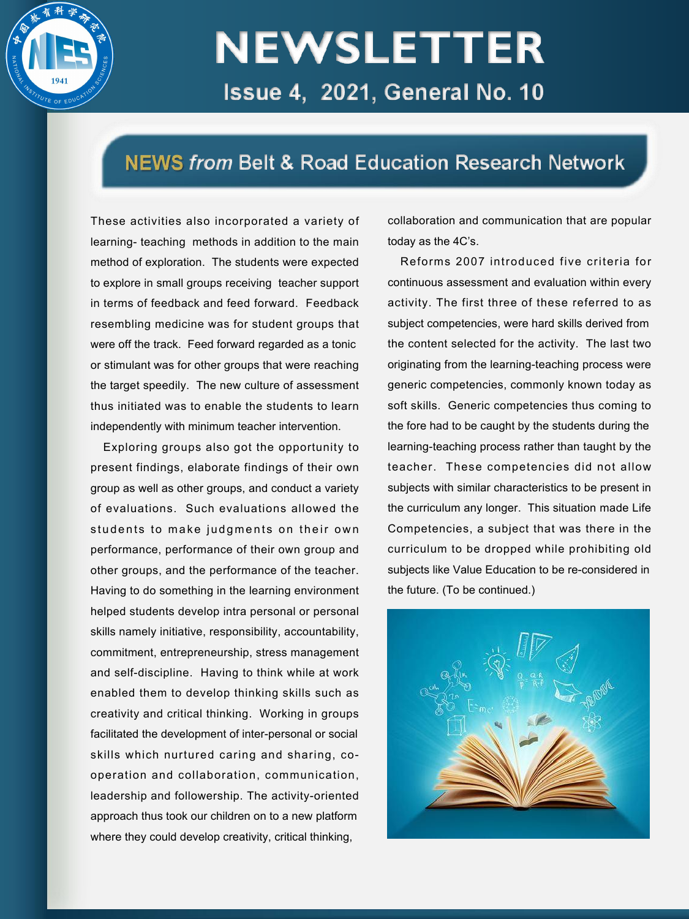# NEWSLETTER

Issue 4, 2021, General No. 10

## NEWS *from* Belt & Road Education Research Network

These activities also incorporated a variety of learning- teaching methods in addition to the main method of exploration. The students were expected to explore in small groups receiving teacher support in terms of feedback and feed forward. Feedback resembling medicine was for student groups that were off the track. Feed forward regarded as a tonic or stimulant was for other groups that were reaching the target speedily. The new culture of assessment thus initiated was to enable the students to learn independently with minimum teacher intervention.

Exploring groups also got the opportunity to present findings, elaborate findings of their own group as well as other groups, and conduct a variety of evaluations. Such evaluations allowed the students to make judgments on their own performance, performance of their own group and other groups, and the performance of the teacher. Having to do something in the learning environment helped students develop intra personal or personal skills namely initiative, responsibility, accountability, commitment, entrepreneurship, stress management and self-discipline. Having to think while at work enabled them to develop thinking skills such as creativity and critical thinking. Working in groups facilitated the development of inter-personal or social skills which nurtured caring and sharing, co-operation and collaboration, communication, leadership and followership. The activity-oriented approach thus took our children on to a new platform where they could develop creativity, critical thinking, collaboration and communication that are popular today as the 4C's.

Reforms 2007 introduced five criteria for continuous assessment and evaluation within every activity. The first three of these referred to as subject competencies, were hard skills derived from the content selected for the activity. The last two originating from the learning-teaching process were generic competencies, commonly known today as soft skills. Generic competencies thus coming to the fore had to be caught by the students during the learning-teaching process rather than taught by the teacher. These competencies did not allow subjects with similar characteristics to be present in the curriculum any longer. This situation made Life Competencies, a subject that was there in the curriculum to be dropped while prohibiting old subjects like Value Education to be re-considered in the future. (To be continued.)